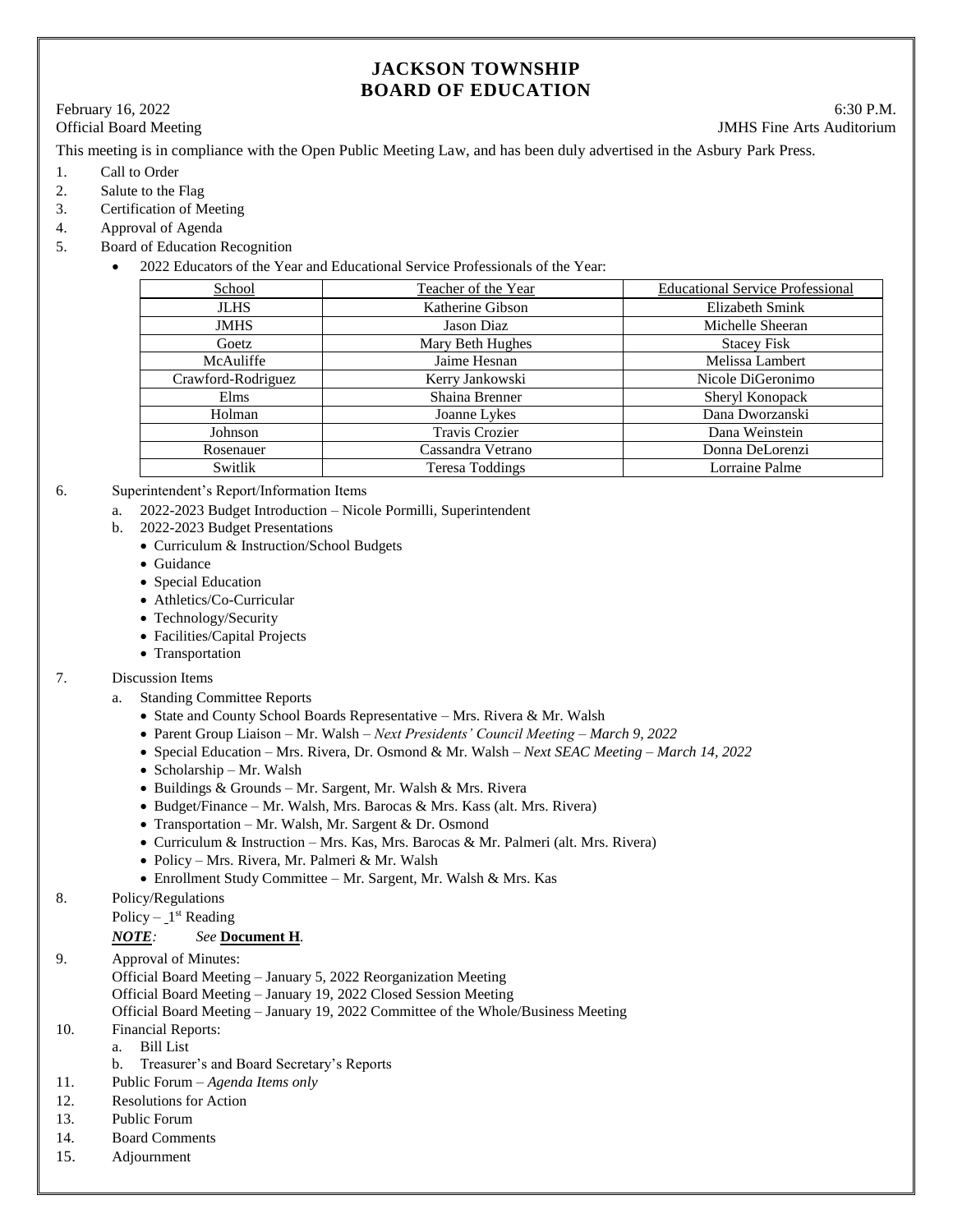# JACKSON TOWNSHIP
# BOARD OF EDUCATION

February 16, 2022 — 6:30 P.M.
Official Board Meeting — JMHS Fine Arts Auditorium

This meeting is in compliance with the Open Public Meeting Law, and has been duly advertised in the Asbury Park Press.

1. Call to Order
2. Salute to the Flag
3. Certification of Meeting
4. Approval of Agenda
5. Board of Education Recognition
   - 2022 Educators of the Year and Educational Service Professionals of the Year:

| School | Teacher of the Year | Educational Service Professional |
|---|---|---|
| JLHS | Katherine Gibson | Elizabeth Smink |
| JMHS | Jason Diaz | Michelle Sheeran |
| Goetz | Mary Beth Hughes | Stacey Fisk |
| McAuliffe | Jaime Hesnan | Melissa Lambert |
| Crawford-Rodriguez | Kerry Jankowski | Nicole DiGeronimo |
| Elms | Shaina Brenner | Sheryl Konopack |
| Holman | Joanne Lykes | Dana Dworzanski |
| Johnson | Travis Crozier | Dana Weinstein |
| Rosenauer | Cassandra Vetrano | Donna DeLorenzi |
| Switlik | Teresa Toddings | Lorraine Palme |

6. Superintendent's Report/Information Items
   a. 2022-2023 Budget Introduction – Nicole Pormilli, Superintendent
   b. 2022-2023 Budget Presentations
      - Curriculum & Instruction/School Budgets
      - Guidance
      - Special Education
      - Athletics/Co-Curricular
      - Technology/Security
      - Facilities/Capital Projects
      - Transportation
7. Discussion Items
   a. Standing Committee Reports
      - State and County School Boards Representative – Mrs. Rivera & Mr. Walsh
      - Parent Group Liaison – Mr. Walsh – *Next Presidents' Council Meeting – March 9, 2022*
      - Special Education – Mrs. Rivera, Dr. Osmond & Mr. Walsh – *Next SEAC Meeting – March 14, 2022*
      - Scholarship – Mr. Walsh
      - Buildings & Grounds – Mr. Sargent, Mr. Walsh & Mrs. Rivera
      - Budget/Finance – Mr. Walsh, Mrs. Barocas & Mrs. Kass (alt. Mrs. Rivera)
      - Transportation – Mr. Walsh, Mr. Sargent & Dr. Osmond
      - Curriculum & Instruction – Mrs. Kas, Mrs. Barocas & Mr. Palmeri (alt. Mrs. Rivera)
      - Policy – Mrs. Rivera, Mr. Palmeri & Mr. Walsh
      - Enrollment Study Committee – Mr. Sargent, Mr. Walsh & Mrs. Kas
8. Policy/Regulations
   Policy – 1st Reading
   ***NOTE:*** *See* **Document H**.
9. Approval of Minutes:
   Official Board Meeting – January 5, 2022 Reorganization Meeting
   Official Board Meeting – January 19, 2022 Closed Session Meeting
   Official Board Meeting – January 19, 2022 Committee of the Whole/Business Meeting
10. Financial Reports:
    a. Bill List
    b. Treasurer's and Board Secretary's Reports
11. Public Forum – *Agenda Items only*
12. Resolutions for Action
13. Public Forum
14. Board Comments
15. Adjournment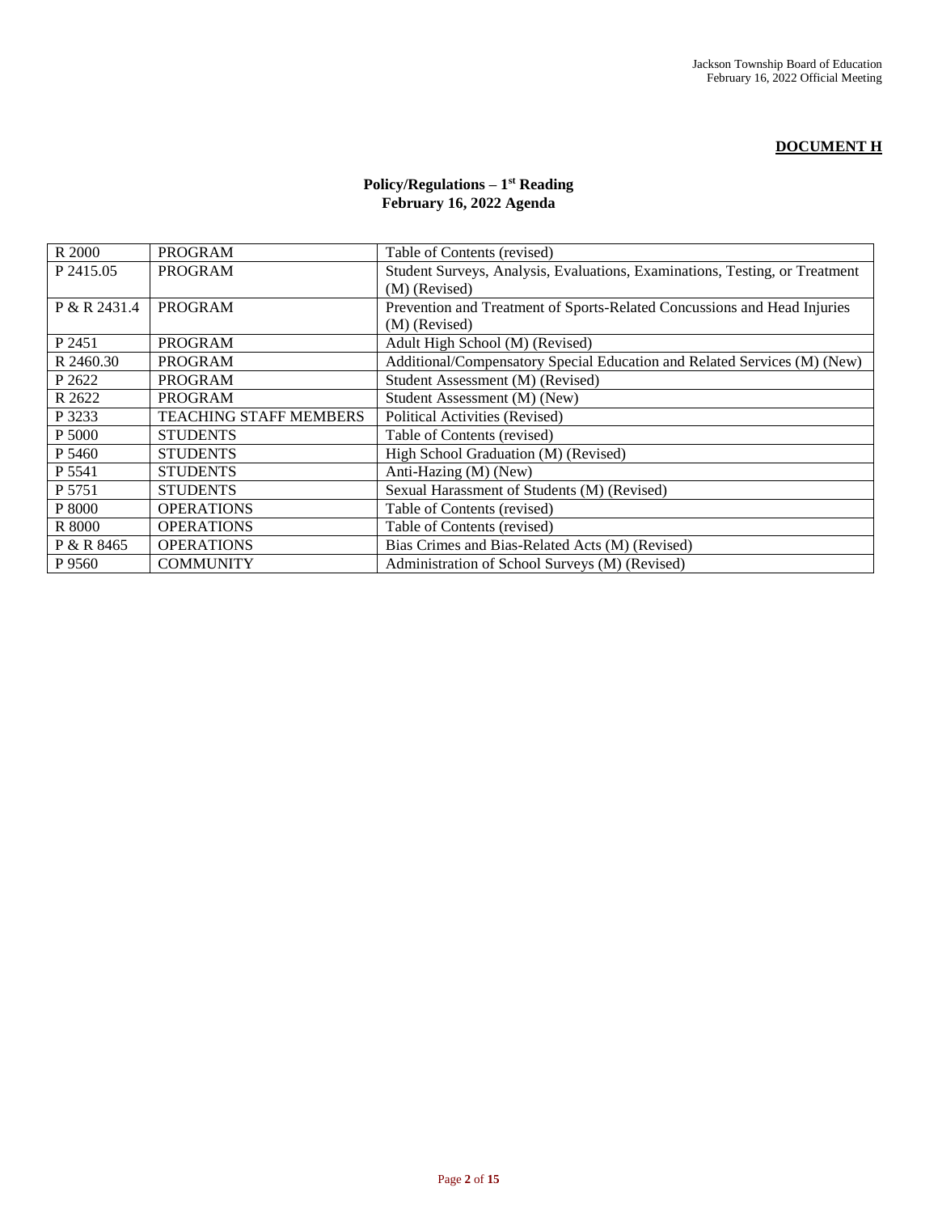**DOCUMENT H**

**Policy/Regulations – 1st Reading**
**February 16, 2022 Agenda**

| | | |
|---|---|---|
| R 2000 | PROGRAM | Table of Contents (revised) |
| P 2415.05 | PROGRAM | Student Surveys, Analysis, Evaluations, Examinations, Testing, or Treatment (M) (Revised) |
| P & R 2431.4 | PROGRAM | Prevention and Treatment of Sports-Related Concussions and Head Injuries (M) (Revised) |
| P 2451 | PROGRAM | Adult High School (M) (Revised) |
| R 2460.30 | PROGRAM | Additional/Compensatory Special Education and Related Services (M) (New) |
| P 2622 | PROGRAM | Student Assessment (M) (Revised) |
| R 2622 | PROGRAM | Student Assessment (M) (New) |
| P 3233 | TEACHING STAFF MEMBERS | Political Activities (Revised) |
| P 5000 | STUDENTS | Table of Contents (revised) |
| P 5460 | STUDENTS | High School Graduation (M) (Revised) |
| P 5541 | STUDENTS | Anti-Hazing (M) (New) |
| P 5751 | STUDENTS | Sexual Harassment of Students (M) (Revised) |
| P 8000 | OPERATIONS | Table of Contents (revised) |
| R 8000 | OPERATIONS | Table of Contents (revised) |
| P & R 8465 | OPERATIONS | Bias Crimes and Bias-Related Acts (M) (Revised) |
| P 9560 | COMMUNITY | Administration of School Surveys (M) (Revised) |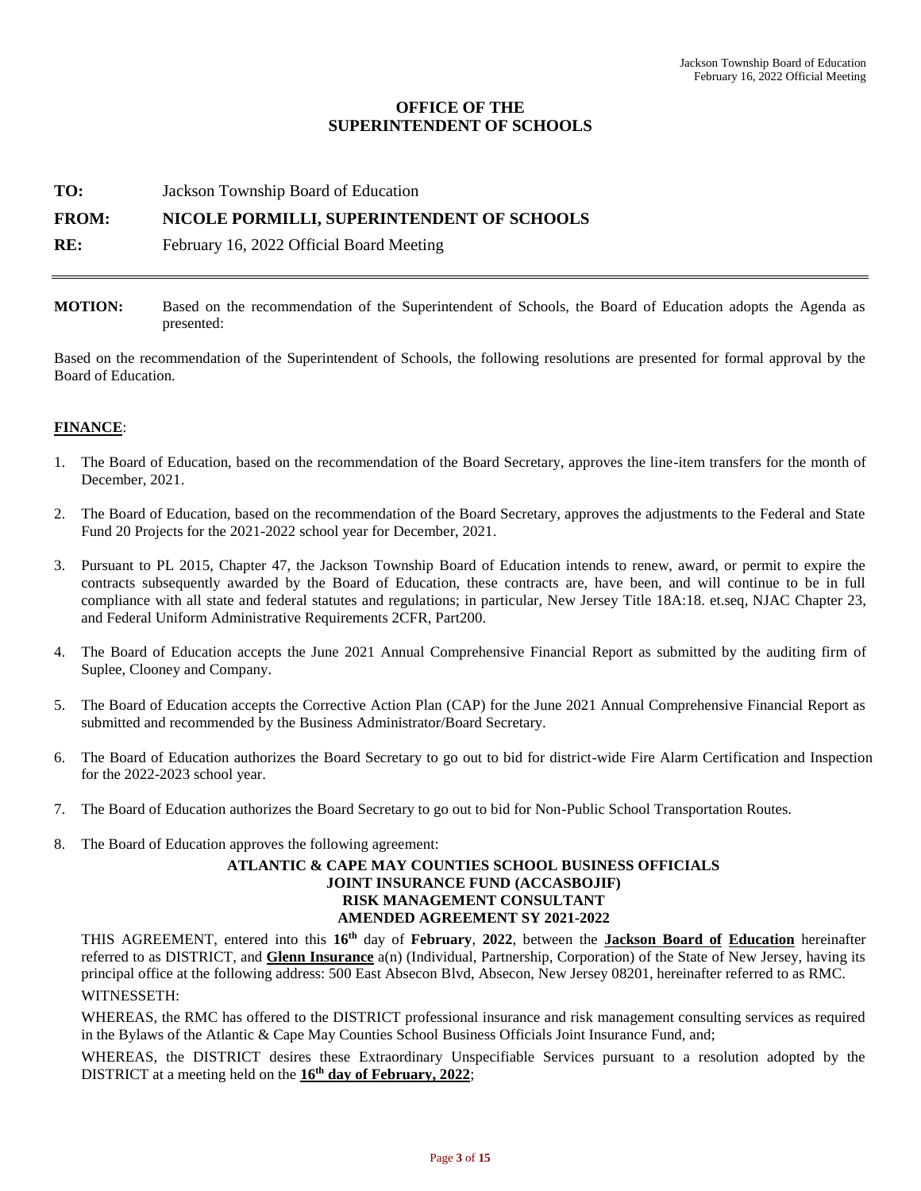## OFFICE OF THE SUPERINTENDENT OF SCHOOLS

**TO:** Jackson Township Board of Education

**FROM:** **NICOLE PORMILLI, SUPERINTENDENT OF SCHOOLS**

**RE:** February 16, 2022 Official Board Meeting

---

**MOTION:** Based on the recommendation of the Superintendent of Schools, the Board of Education adopts the Agenda as presented:

Based on the recommendation of the Superintendent of Schools, the following resolutions are presented for formal approval by the Board of Education.

**FINANCE**:

1. The Board of Education, based on the recommendation of the Board Secretary, approves the line-item transfers for the month of December, 2021.
2. The Board of Education, based on the recommendation of the Board Secretary, approves the adjustments to the Federal and State Fund 20 Projects for the 2021-2022 school year for December, 2021.
3. Pursuant to PL 2015, Chapter 47, the Jackson Township Board of Education intends to renew, award, or permit to expire the contracts subsequently awarded by the Board of Education, these contracts are, have been, and will continue to be in full compliance with all state and federal statutes and regulations; in particular, New Jersey Title 18A:18. et.seq, NJAC Chapter 23, and Federal Uniform Administrative Requirements 2CFR, Part200.
4. The Board of Education accepts the June 2021 Annual Comprehensive Financial Report as submitted by the auditing firm of Suplee, Clooney and Company.
5. The Board of Education accepts the Corrective Action Plan (CAP) for the June 2021 Annual Comprehensive Financial Report as submitted and recommended by the Business Administrator/Board Secretary.
6. The Board of Education authorizes the Board Secretary to go out to bid for district-wide Fire Alarm Certification and Inspection for the 2022-2023 school year.
7. The Board of Education authorizes the Board Secretary to go out to bid for Non-Public School Transportation Routes.
8. The Board of Education approves the following agreement:

**ATLANTIC & CAPE MAY COUNTIES SCHOOL BUSINESS OFFICIALS JOINT INSURANCE FUND (ACCASBOJIF) RISK MANAGEMENT CONSULTANT AMENDED AGREEMENT SY 2021-2022**

THIS AGREEMENT, entered into this **16th** day of **February**, **2022**, between the **Jackson Board of Education** hereinafter referred to as DISTRICT, and **Glenn Insurance** a(n) (Individual, Partnership, Corporation) of the State of New Jersey, having its principal office at the following address: 500 East Absecon Blvd, Absecon, New Jersey 08201, hereinafter referred to as RMC.

WITNESSETH:

WHEREAS, the RMC has offered to the DISTRICT professional insurance and risk management consulting services as required in the Bylaws of the Atlantic & Cape May Counties School Business Officials Joint Insurance Fund, and;

WHEREAS, the DISTRICT desires these Extraordinary Unspecifiable Services pursuant to a resolution adopted by the DISTRICT at a meeting held on the **16th day of February, 2022**;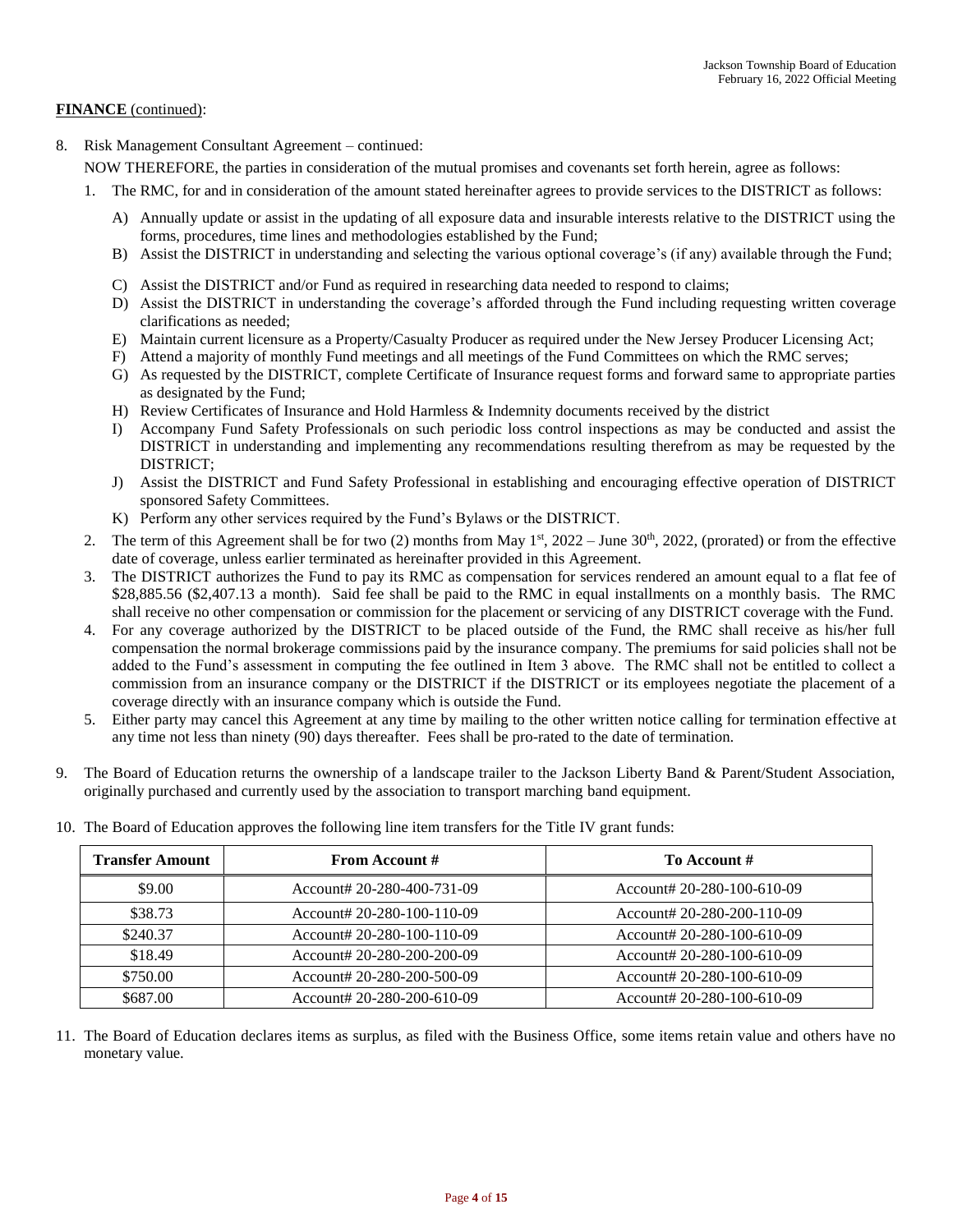**FINANCE** (continued):

8. Risk Management Consultant Agreement – continued:

   NOW THEREFORE, the parties in consideration of the mutual promises and covenants set forth herein, agree as follows:

   1. The RMC, for and in consideration of the amount stated hereinafter agrees to provide services to the DISTRICT as follows:

      A) Annually update or assist in the updating of all exposure data and insurable interests relative to the DISTRICT using the forms, procedures, time lines and methodologies established by the Fund;
      B) Assist the DISTRICT in understanding and selecting the various optional coverage's (if any) available through the Fund;
      C) Assist the DISTRICT and/or Fund as required in researching data needed to respond to claims;
      D) Assist the DISTRICT in understanding the coverage's afforded through the Fund including requesting written coverage clarifications as needed;
      E) Maintain current licensure as a Property/Casualty Producer as required under the New Jersey Producer Licensing Act;
      F) Attend a majority of monthly Fund meetings and all meetings of the Fund Committees on which the RMC serves;
      G) As requested by the DISTRICT, complete Certificate of Insurance request forms and forward same to appropriate parties as designated by the Fund;
      H) Review Certificates of Insurance and Hold Harmless & Indemnity documents received by the district
      I) Accompany Fund Safety Professionals on such periodic loss control inspections as may be conducted and assist the DISTRICT in understanding and implementing any recommendations resulting therefrom as may be requested by the DISTRICT;
      J) Assist the DISTRICT and Fund Safety Professional in establishing and encouraging effective operation of DISTRICT sponsored Safety Committees.
      K) Perform any other services required by the Fund's Bylaws or the DISTRICT.

   2. The term of this Agreement shall be for two (2) months from May 1st, 2022 – June 30th, 2022, (prorated) or from the effective date of coverage, unless earlier terminated as hereinafter provided in this Agreement.
   3. The DISTRICT authorizes the Fund to pay its RMC as compensation for services rendered an amount equal to a flat fee of $28,885.56 ($2,407.13 a month). Said fee shall be paid to the RMC in equal installments on a monthly basis. The RMC shall receive no other compensation or commission for the placement or servicing of any DISTRICT coverage with the Fund.
   4. For any coverage authorized by the DISTRICT to be placed outside of the Fund, the RMC shall receive as his/her full compensation the normal brokerage commissions paid by the insurance company. The premiums for said policies shall not be added to the Fund's assessment in computing the fee outlined in Item 3 above. The RMC shall not be entitled to collect a commission from an insurance company or the DISTRICT if the DISTRICT or its employees negotiate the placement of a coverage directly with an insurance company which is outside the Fund.
   5. Either party may cancel this Agreement at any time by mailing to the other written notice calling for termination effective at any time not less than ninety (90) days thereafter. Fees shall be pro-rated to the date of termination.

9. The Board of Education returns the ownership of a landscape trailer to the Jackson Liberty Band & Parent/Student Association, originally purchased and currently used by the association to transport marching band equipment.

10. The Board of Education approves the following line item transfers for the Title IV grant funds:

| Transfer Amount | From Account # | To Account # |
|---|---|---|
| $9.00 | Account# 20-280-400-731-09 | Account# 20-280-100-610-09 |
| $38.73 | Account# 20-280-100-110-09 | Account# 20-280-200-110-09 |
| $240.37 | Account# 20-280-100-110-09 | Account# 20-280-100-610-09 |
| $18.49 | Account# 20-280-200-200-09 | Account# 20-280-100-610-09 |
| $750.00 | Account# 20-280-200-500-09 | Account# 20-280-100-610-09 |
| $687.00 | Account# 20-280-200-610-09 | Account# 20-280-100-610-09 |

11. The Board of Education declares items as surplus, as filed with the Business Office, some items retain value and others have no monetary value.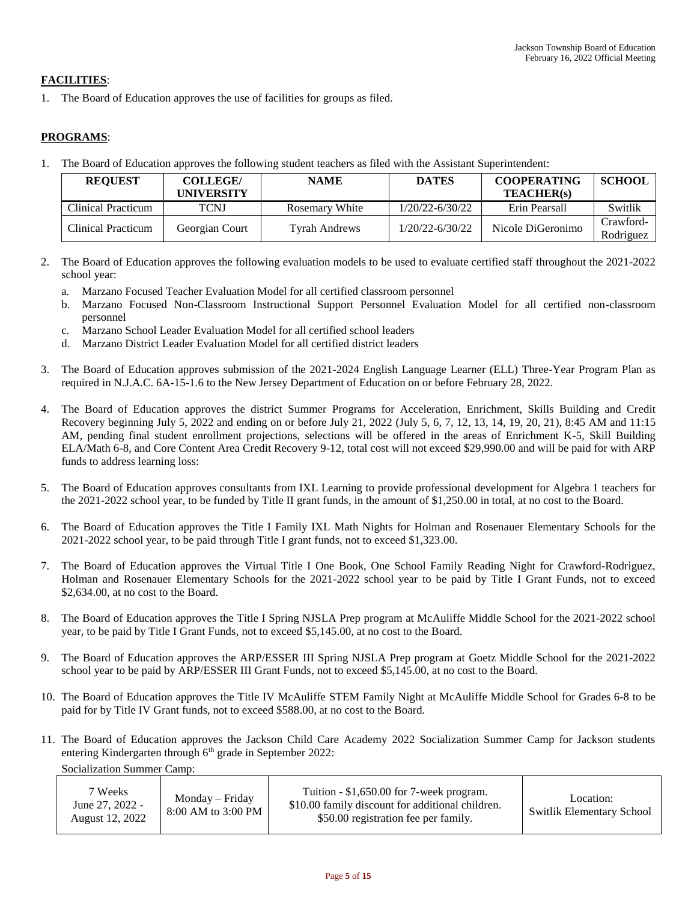**FACILITIES**:

1. The Board of Education approves the use of facilities for groups as filed.

**PROGRAMS**:

1. The Board of Education approves the following student teachers as filed with the Assistant Superintendent:

| REQUEST | COLLEGE/ UNIVERSITY | NAME | DATES | COOPERATING TEACHER(s) | SCHOOL |
|---|---|---|---|---|---|
| Clinical Practicum | TCNJ | Rosemary White | 1/20/22-6/30/22 | Erin Pearsall | Switlik |
| Clinical Practicum | Georgian Court | Tyrah Andrews | 1/20/22-6/30/22 | Nicole DiGeronimo | Crawford-Rodriguez |

2. The Board of Education approves the following evaluation models to be used to evaluate certified staff throughout the 2021-2022 school year:
   a. Marzano Focused Teacher Evaluation Model for all certified classroom personnel
   b. Marzano Focused Non-Classroom Instructional Support Personnel Evaluation Model for all certified non-classroom personnel
   c. Marzano School Leader Evaluation Model for all certified school leaders
   d. Marzano District Leader Evaluation Model for all certified district leaders

3. The Board of Education approves submission of the 2021-2024 English Language Learner (ELL) Three-Year Program Plan as required in N.J.A.C. 6A-15-1.6 to the New Jersey Department of Education on or before February 28, 2022.

4. The Board of Education approves the district Summer Programs for Acceleration, Enrichment, Skills Building and Credit Recovery beginning July 5, 2022 and ending on or before July 21, 2022 (July 5, 6, 7, 12, 13, 14, 19, 20, 21), 8:45 AM and 11:15 AM, pending final student enrollment projections, selections will be offered in the areas of Enrichment K-5, Skill Building ELA/Math 6-8, and Core Content Area Credit Recovery 9-12, total cost will not exceed $29,990.00 and will be paid for with ARP funds to address learning loss:

5. The Board of Education approves consultants from IXL Learning to provide professional development for Algebra 1 teachers for the 2021-2022 school year, to be funded by Title II grant funds, in the amount of $1,250.00 in total, at no cost to the Board.

6. The Board of Education approves the Title I Family IXL Math Nights for Holman and Rosenauer Elementary Schools for the 2021-2022 school year, to be paid through Title I grant funds, not to exceed $1,323.00.

7. The Board of Education approves the Virtual Title I One Book, One School Family Reading Night for Crawford-Rodriguez, Holman and Rosenauer Elementary Schools for the 2021-2022 school year to be paid by Title I Grant Funds, not to exceed $2,634.00, at no cost to the Board.

8. The Board of Education approves the Title I Spring NJSLA Prep program at McAuliffe Middle School for the 2021-2022 school year, to be paid by Title I Grant Funds, not to exceed $5,145.00, at no cost to the Board.

9. The Board of Education approves the ARP/ESSER III Spring NJSLA Prep program at Goetz Middle School for the 2021-2022 school year to be paid by ARP/ESSER III Grant Funds, not to exceed $5,145.00, at no cost to the Board.

10. The Board of Education approves the Title IV McAuliffe STEM Family Night at McAuliffe Middle School for Grades 6-8 to be paid for by Title IV Grant funds, not to exceed $588.00, at no cost to the Board.

11. The Board of Education approves the Jackson Child Care Academy 2022 Socialization Summer Camp for Jackson students entering Kindergarten through 6th grade in September 2022:

Socialization Summer Camp:

| 7 Weeks June 27, 2022 - August 12, 2022 | Monday – Friday 8:00 AM to 3:00 PM | Tuition - $1,650.00 for 7-week program. $10.00 family discount for additional children. $50.00 registration fee per family. | Location: Switlik Elementary School |
|---|---|---|---|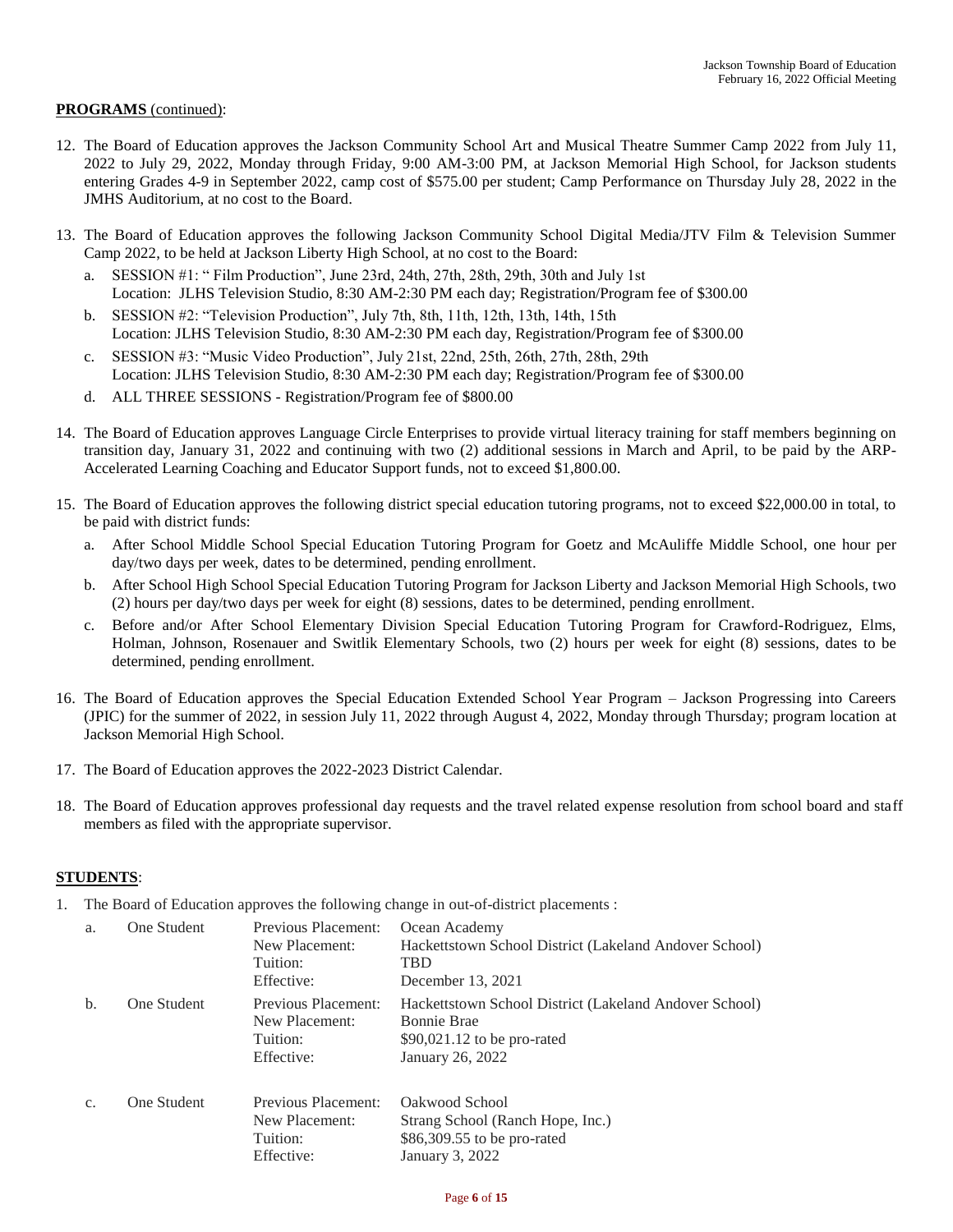**PROGRAMS** (continued):

12. The Board of Education approves the Jackson Community School Art and Musical Theatre Summer Camp 2022 from July 11, 2022 to July 29, 2022, Monday through Friday, 9:00 AM-3:00 PM, at Jackson Memorial High School, for Jackson students entering Grades 4-9 in September 2022, camp cost of $575.00 per student; Camp Performance on Thursday July 28, 2022 in the JMHS Auditorium, at no cost to the Board.

13. The Board of Education approves the following Jackson Community School Digital Media/JTV Film & Television Summer Camp 2022, to be held at Jackson Liberty High School, at no cost to the Board:
    a. SESSION #1: " Film Production", June 23rd, 24th, 27th, 28th, 29th, 30th and July 1st
       Location: JLHS Television Studio, 8:30 AM-2:30 PM each day; Registration/Program fee of $300.00
    b. SESSION #2: "Television Production", July 7th, 8th, 11th, 12th, 13th, 14th, 15th
       Location: JLHS Television Studio, 8:30 AM-2:30 PM each day, Registration/Program fee of $300.00
    c. SESSION #3: "Music Video Production", July 21st, 22nd, 25th, 26th, 27th, 28th, 29th
       Location: JLHS Television Studio, 8:30 AM-2:30 PM each day; Registration/Program fee of $300.00
    d. ALL THREE SESSIONS - Registration/Program fee of $800.00

14. The Board of Education approves Language Circle Enterprises to provide virtual literacy training for staff members beginning on transition day, January 31, 2022 and continuing with two (2) additional sessions in March and April, to be paid by the ARP-Accelerated Learning Coaching and Educator Support funds, not to exceed $1,800.00.

15. The Board of Education approves the following district special education tutoring programs, not to exceed $22,000.00 in total, to be paid with district funds:
    a. After School Middle School Special Education Tutoring Program for Goetz and McAuliffe Middle School, one hour per day/two days per week, dates to be determined, pending enrollment.
    b. After School High School Special Education Tutoring Program for Jackson Liberty and Jackson Memorial High Schools, two (2) hours per day/two days per week for eight (8) sessions, dates to be determined, pending enrollment.
    c. Before and/or After School Elementary Division Special Education Tutoring Program for Crawford-Rodriguez, Elms, Holman, Johnson, Rosenauer and Switlik Elementary Schools, two (2) hours per week for eight (8) sessions, dates to be determined, pending enrollment.

16. The Board of Education approves the Special Education Extended School Year Program – Jackson Progressing into Careers (JPIC) for the summer of 2022, in session July 11, 2022 through August 4, 2022, Monday through Thursday; program location at Jackson Memorial High School.

17. The Board of Education approves the 2022-2023 District Calendar.

18. The Board of Education approves professional day requests and the travel related expense resolution from school board and staff members as filed with the appropriate supervisor.

**STUDENTS**:

1. The Board of Education approves the following change in out-of-district placements :

| | | | |
|---|---|---|---|
| a. | One Student | Previous Placement:<br>New Placement:<br>Tuition:<br>Effective: | Ocean Academy<br>Hackettstown School District (Lakeland Andover School)<br>TBD<br>December 13, 2021 |
| b. | One Student | Previous Placement:<br>New Placement:<br>Tuition:<br>Effective: | Hackettstown School District (Lakeland Andover School)<br>Bonnie Brae<br>$90,021.12 to be pro-rated<br>January 26, 2022 |
| c. | One Student | Previous Placement:<br>New Placement:<br>Tuition:<br>Effective: | Oakwood School<br>Strang School (Ranch Hope, Inc.)<br>$86,309.55 to be pro-rated<br>January 3, 2022 |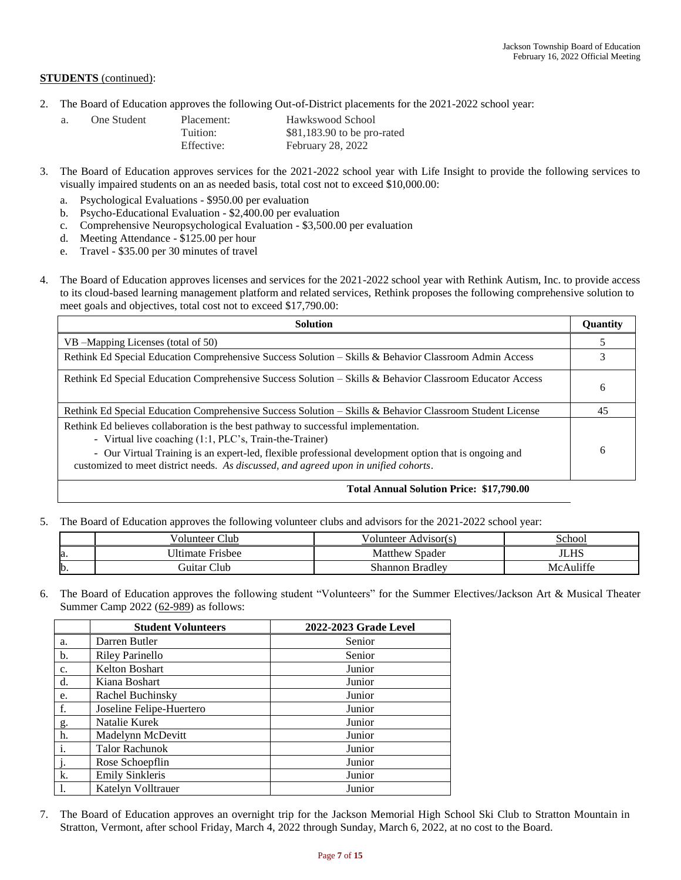**STUDENTS** (continued):

2. The Board of Education approves the following Out-of-District placements for the 2021-2022 school year:

| | | | |
|---|---|---|---|
| a. | One Student | Placement: | Hawkswood School |
| | | Tuition: | $81,183.90 to be pro-rated |
| | | Effective: | February 28, 2022 |

3. The Board of Education approves services for the 2021-2022 school year with Life Insight to provide the following services to visually impaired students on an as needed basis, total cost not to exceed $10,000.00:
   a. Psychological Evaluations - $950.00 per evaluation
   b. Psycho-Educational Evaluation - $2,400.00 per evaluation
   c. Comprehensive Neuropsychological Evaluation - $3,500.00 per evaluation
   d. Meeting Attendance - $125.00 per hour
   e. Travel - $35.00 per 30 minutes of travel

4. The Board of Education approves licenses and services for the 2021-2022 school year with Rethink Autism, Inc. to provide access to its cloud-based learning management platform and related services, Rethink proposes the following comprehensive solution to meet goals and objectives, total cost not to exceed $17,790.00:

| Solution | Quantity |
|---|---|
| VB –Mapping Licenses (total of 50) | 5 |
| Rethink Ed Special Education Comprehensive Success Solution – Skills & Behavior Classroom Admin Access | 3 |
| Rethink Ed Special Education Comprehensive Success Solution – Skills & Behavior Classroom Educator Access | 6 |
| Rethink Ed Special Education Comprehensive Success Solution – Skills & Behavior Classroom Student License | 45 |
| Rethink Ed believes collaboration is the best pathway to successful implementation. - Virtual live coaching (1:1, PLC's, Train-the-Trainer) - Our Virtual Training is an expert-led, flexible professional development option that is ongoing and customized to meet district needs. *As discussed, and agreed upon in unified cohorts*. | 6 |
| **Total Annual Solution Price: $17,790.00** | |

5. The Board of Education approves the following volunteer clubs and advisors for the 2021-2022 school year:

| | Volunteer Club | Volunteer Advisor(s) | School |
|---|---|---|---|
| a. | Ultimate Frisbee | Matthew Spader | JLHS |
| b. | Guitar Club | Shannon Bradley | McAuliffe |

6. The Board of Education approves the following student "Volunteers" for the Summer Electives/Jackson Art & Musical Theater Summer Camp 2022 (62-989) as follows:

| | Student Volunteers | 2022-2023 Grade Level |
|---|---|---|
| a. | Darren Butler | Senior |
| b. | Riley Parinello | Senior |
| c. | Kelton Boshart | Junior |
| d. | Kiana Boshart | Junior |
| e. | Rachel Buchinsky | Junior |
| f. | Joseline Felipe-Huertero | Junior |
| g. | Natalie Kurek | Junior |
| h. | Madelynn McDevitt | Junior |
| i. | Talor Rachunok | Junior |
| j. | Rose Schoepflin | Junior |
| k. | Emily Sinkleris | Junior |
| l. | Katelyn Volltrauer | Junior |

7. The Board of Education approves an overnight trip for the Jackson Memorial High School Ski Club to Stratton Mountain in Stratton, Vermont, after school Friday, March 4, 2022 through Sunday, March 6, 2022, at no cost to the Board.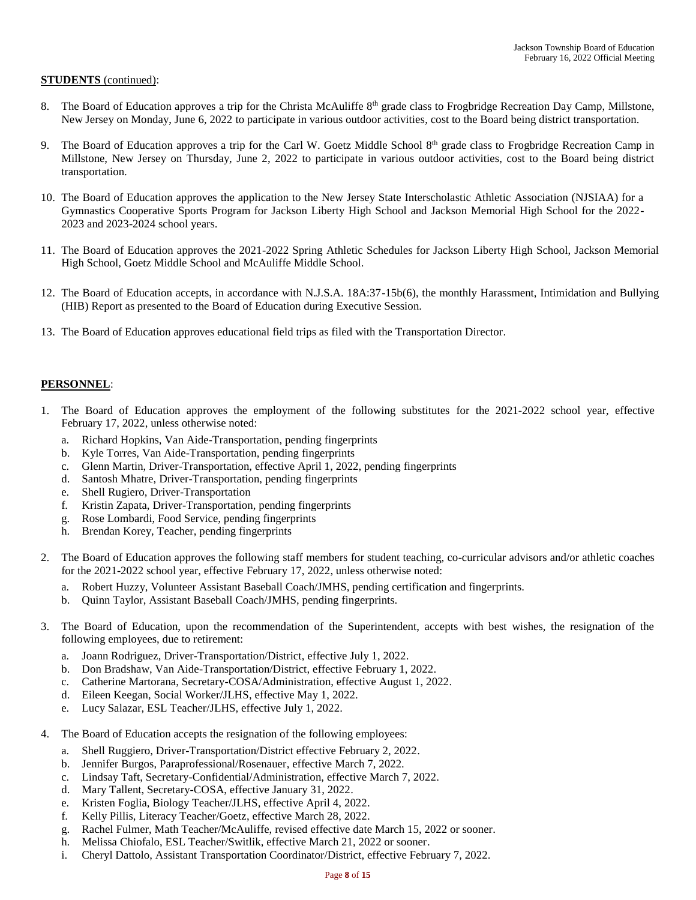**STUDENTS** (continued):

8. The Board of Education approves a trip for the Christa McAuliffe 8th grade class to Frogbridge Recreation Day Camp, Millstone, New Jersey on Monday, June 6, 2022 to participate in various outdoor activities, cost to the Board being district transportation.

9. The Board of Education approves a trip for the Carl W. Goetz Middle School 8th grade class to Frogbridge Recreation Camp in Millstone, New Jersey on Thursday, June 2, 2022 to participate in various outdoor activities, cost to the Board being district transportation.

10. The Board of Education approves the application to the New Jersey State Interscholastic Athletic Association (NJSIAA) for a Gymnastics Cooperative Sports Program for Jackson Liberty High School and Jackson Memorial High School for the 2022-2023 and 2023-2024 school years.

11. The Board of Education approves the 2021-2022 Spring Athletic Schedules for Jackson Liberty High School, Jackson Memorial High School, Goetz Middle School and McAuliffe Middle School.

12. The Board of Education accepts, in accordance with N.J.S.A. 18A:37-15b(6), the monthly Harassment, Intimidation and Bullying (HIB) Report as presented to the Board of Education during Executive Session.

13. The Board of Education approves educational field trips as filed with the Transportation Director.

**PERSONNEL**:

1. The Board of Education approves the employment of the following substitutes for the 2021-2022 school year, effective February 17, 2022, unless otherwise noted:
   a. Richard Hopkins, Van Aide-Transportation, pending fingerprints
   b. Kyle Torres, Van Aide-Transportation, pending fingerprints
   c. Glenn Martin, Driver-Transportation, effective April 1, 2022, pending fingerprints
   d. Santosh Mhatre, Driver-Transportation, pending fingerprints
   e. Shell Rugiero, Driver-Transportation
   f. Kristin Zapata, Driver-Transportation, pending fingerprints
   g. Rose Lombardi, Food Service, pending fingerprints
   h. Brendan Korey, Teacher, pending fingerprints

2. The Board of Education approves the following staff members for student teaching, co-curricular advisors and/or athletic coaches for the 2021-2022 school year, effective February 17, 2022, unless otherwise noted:
   a. Robert Huzzy, Volunteer Assistant Baseball Coach/JMHS, pending certification and fingerprints.
   b. Quinn Taylor, Assistant Baseball Coach/JMHS, pending fingerprints.

3. The Board of Education, upon the recommendation of the Superintendent, accepts with best wishes, the resignation of the following employees, due to retirement:
   a. Joann Rodriguez, Driver-Transportation/District, effective July 1, 2022.
   b. Don Bradshaw, Van Aide-Transportation/District, effective February 1, 2022.
   c. Catherine Martorana, Secretary-COSA/Administration, effective August 1, 2022.
   d. Eileen Keegan, Social Worker/JLHS, effective May 1, 2022.
   e. Lucy Salazar, ESL Teacher/JLHS, effective July 1, 2022.

4. The Board of Education accepts the resignation of the following employees:
   a. Shell Ruggiero, Driver-Transportation/District effective February 2, 2022.
   b. Jennifer Burgos, Paraprofessional/Rosenauer, effective March 7, 2022.
   c. Lindsay Taft, Secretary-Confidential/Administration, effective March 7, 2022.
   d. Mary Tallent, Secretary-COSA, effective January 31, 2022.
   e. Kristen Foglia, Biology Teacher/JLHS, effective April 4, 2022.
   f. Kelly Pillis, Literacy Teacher/Goetz, effective March 28, 2022.
   g. Rachel Fulmer, Math Teacher/McAuliffe, revised effective date March 15, 2022 or sooner.
   h. Melissa Chiofalo, ESL Teacher/Switlik, effective March 21, 2022 or sooner.
   i. Cheryl Dattolo, Assistant Transportation Coordinator/District, effective February 7, 2022.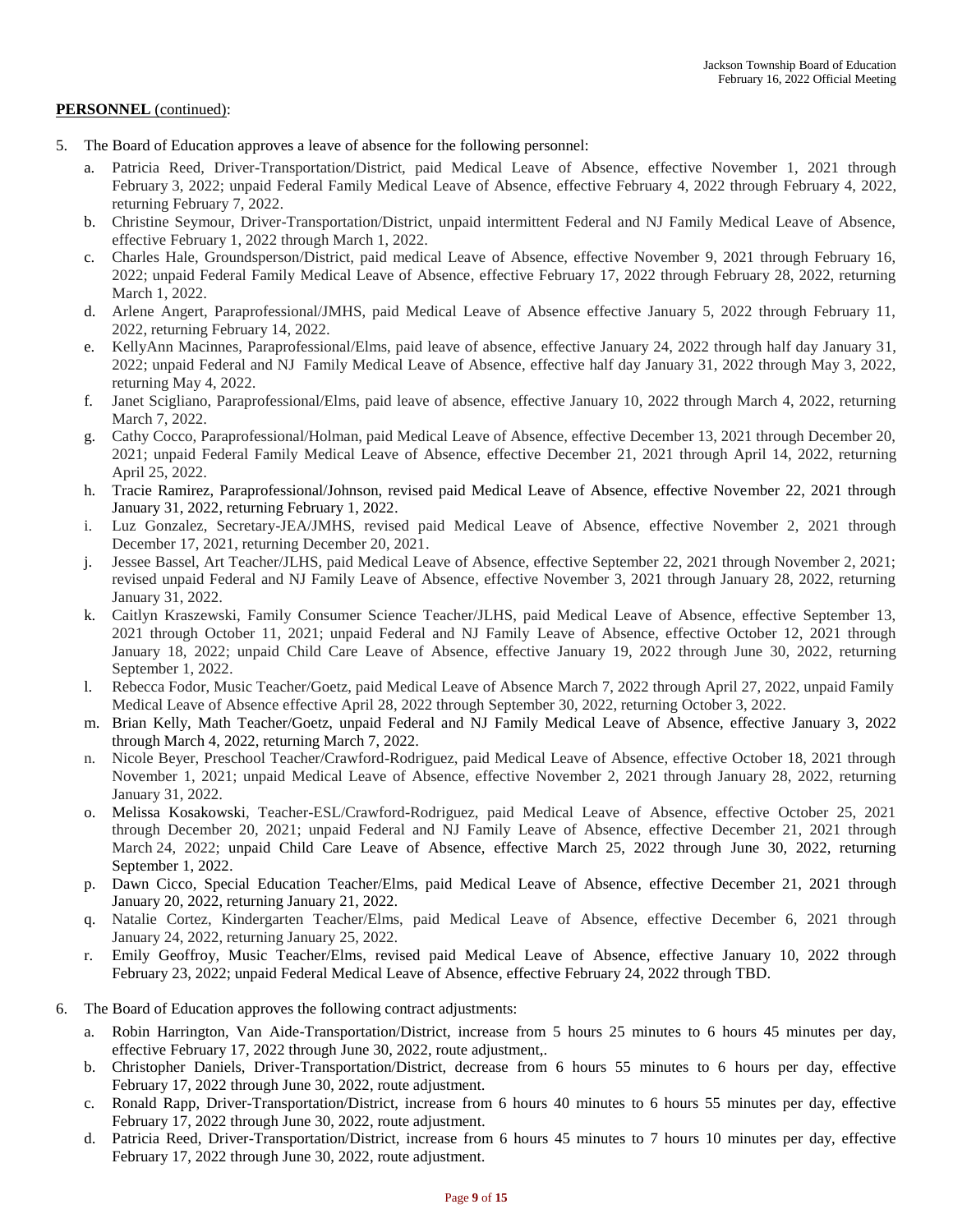**PERSONNEL** (continued):

5. The Board of Education approves a leave of absence for the following personnel:
   a. Patricia Reed, Driver-Transportation/District, paid Medical Leave of Absence, effective November 1, 2021 through February 3, 2022; unpaid Federal Family Medical Leave of Absence, effective February 4, 2022 through February 4, 2022, returning February 7, 2022.
   b. Christine Seymour, Driver-Transportation/District, unpaid intermittent Federal and NJ Family Medical Leave of Absence, effective February 1, 2022 through March 1, 2022.
   c. Charles Hale, Groundsperson/District, paid medical Leave of Absence, effective November 9, 2021 through February 16, 2022; unpaid Federal Family Medical Leave of Absence, effective February 17, 2022 through February 28, 2022, returning March 1, 2022.
   d. Arlene Angert, Paraprofessional/JMHS, paid Medical Leave of Absence effective January 5, 2022 through February 11, 2022, returning February 14, 2022.
   e. KellyAnn Macinnes, Paraprofessional/Elms, paid leave of absence, effective January 24, 2022 through half day January 31, 2022; unpaid Federal and NJ Family Medical Leave of Absence, effective half day January 31, 2022 through May 3, 2022, returning May 4, 2022.
   f. Janet Scigliano, Paraprofessional/Elms, paid leave of absence, effective January 10, 2022 through March 4, 2022, returning March 7, 2022.
   g. Cathy Cocco, Paraprofessional/Holman, paid Medical Leave of Absence, effective December 13, 2021 through December 20, 2021; unpaid Federal Family Medical Leave of Absence, effective December 21, 2021 through April 14, 2022, returning April 25, 2022.
   h. Tracie Ramirez, Paraprofessional/Johnson, revised paid Medical Leave of Absence, effective November 22, 2021 through January 31, 2022, returning February 1, 2022.
   i. Luz Gonzalez, Secretary-JEA/JMHS, revised paid Medical Leave of Absence, effective November 2, 2021 through December 17, 2021, returning December 20, 2021.
   j. Jessee Bassel, Art Teacher/JLHS, paid Medical Leave of Absence, effective September 22, 2021 through November 2, 2021; revised unpaid Federal and NJ Family Leave of Absence, effective November 3, 2021 through January 28, 2022, returning January 31, 2022.
   k. Caitlyn Kraszewski, Family Consumer Science Teacher/JLHS, paid Medical Leave of Absence, effective September 13, 2021 through October 11, 2021; unpaid Federal and NJ Family Leave of Absence, effective October 12, 2021 through January 18, 2022; unpaid Child Care Leave of Absence, effective January 19, 2022 through June 30, 2022, returning September 1, 2022.
   l. Rebecca Fodor, Music Teacher/Goetz, paid Medical Leave of Absence March 7, 2022 through April 27, 2022, unpaid Family Medical Leave of Absence effective April 28, 2022 through September 30, 2022, returning October 3, 2022.
   m. Brian Kelly, Math Teacher/Goetz, unpaid Federal and NJ Family Medical Leave of Absence, effective January 3, 2022 through March 4, 2022, returning March 7, 2022.
   n. Nicole Beyer, Preschool Teacher/Crawford-Rodriguez, paid Medical Leave of Absence, effective October 18, 2021 through November 1, 2021; unpaid Medical Leave of Absence, effective November 2, 2021 through January 28, 2022, returning January 31, 2022.
   o. Melissa Kosakowski, Teacher-ESL/Crawford-Rodriguez, paid Medical Leave of Absence, effective October 25, 2021 through December 20, 2021; unpaid Federal and NJ Family Leave of Absence, effective December 21, 2021 through March 24, 2022; unpaid Child Care Leave of Absence, effective March 25, 2022 through June 30, 2022, returning September 1, 2022.
   p. Dawn Cicco, Special Education Teacher/Elms, paid Medical Leave of Absence, effective December 21, 2021 through January 20, 2022, returning January 21, 2022.
   q. Natalie Cortez, Kindergarten Teacher/Elms, paid Medical Leave of Absence, effective December 6, 2021 through January 24, 2022, returning January 25, 2022.
   r. Emily Geoffroy, Music Teacher/Elms, revised paid Medical Leave of Absence, effective January 10, 2022 through February 23, 2022; unpaid Federal Medical Leave of Absence, effective February 24, 2022 through TBD.

6. The Board of Education approves the following contract adjustments:
   a. Robin Harrington, Van Aide-Transportation/District, increase from 5 hours 25 minutes to 6 hours 45 minutes per day, effective February 17, 2022 through June 30, 2022, route adjustment,.
   b. Christopher Daniels, Driver-Transportation/District, decrease from 6 hours 55 minutes to 6 hours per day, effective February 17, 2022 through June 30, 2022, route adjustment.
   c. Ronald Rapp, Driver-Transportation/District, increase from 6 hours 40 minutes to 6 hours 55 minutes per day, effective February 17, 2022 through June 30, 2022, route adjustment.
   d. Patricia Reed, Driver-Transportation/District, increase from 6 hours 45 minutes to 7 hours 10 minutes per day, effective February 17, 2022 through June 30, 2022, route adjustment.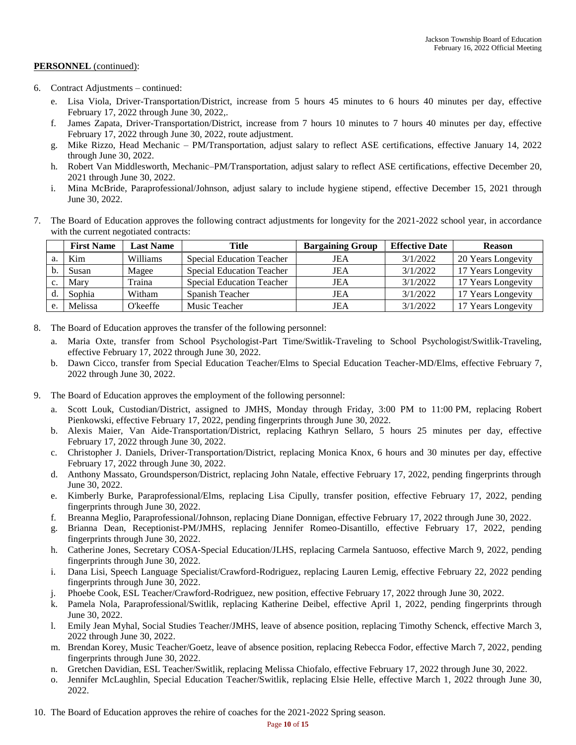**PERSONNEL** (continued):

6. Contract Adjustments – continued:
   e. Lisa Viola, Driver-Transportation/District, increase from 5 hours 45 minutes to 6 hours 40 minutes per day, effective February 17, 2022 through June 30, 2022,.
   f. James Zapata, Driver-Transportation/District, increase from 7 hours 10 minutes to 7 hours 40 minutes per day, effective February 17, 2022 through June 30, 2022, route adjustment.
   g. Mike Rizzo, Head Mechanic – PM/Transportation, adjust salary to reflect ASE certifications, effective January 14, 2022 through June 30, 2022.
   h. Robert Van Middlesworth, Mechanic–PM/Transportation, adjust salary to reflect ASE certifications, effective December 20, 2021 through June 30, 2022.
   i. Mina McBride, Paraprofessional/Johnson, adjust salary to include hygiene stipend, effective December 15, 2021 through June 30, 2022.

7. The Board of Education approves the following contract adjustments for longevity for the 2021-2022 school year, in accordance with the current negotiated contracts:

| | First Name | Last Name | Title | Bargaining Group | Effective Date | Reason |
|---|---|---|---|---|---|---|
| a. | Kim | Williams | Special Education Teacher | JEA | 3/1/2022 | 20 Years Longevity |
| b. | Susan | Magee | Special Education Teacher | JEA | 3/1/2022 | 17 Years Longevity |
| c. | Mary | Traina | Special Education Teacher | JEA | 3/1/2022 | 17 Years Longevity |
| d. | Sophia | Witham | Spanish Teacher | JEA | 3/1/2022 | 17 Years Longevity |
| e. | Melissa | O'keeffe | Music Teacher | JEA | 3/1/2022 | 17 Years Longevity |

8. The Board of Education approves the transfer of the following personnel:
   a. Maria Oxte, transfer from School Psychologist-Part Time/Switlik-Traveling to School Psychologist/Switlik-Traveling, effective February 17, 2022 through June 30, 2022.
   b. Dawn Cicco, transfer from Special Education Teacher/Elms to Special Education Teacher-MD/Elms, effective February 7, 2022 through June 30, 2022.

9. The Board of Education approves the employment of the following personnel:
   a. Scott Louk, Custodian/District, assigned to JMHS, Monday through Friday, 3:00 PM to 11:00 PM, replacing Robert Pienkowski, effective February 17, 2022, pending fingerprints through June 30, 2022.
   b. Alexis Maier, Van Aide-Transportation/District, replacing Kathryn Sellaro, 5 hours 25 minutes per day, effective February 17, 2022 through June 30, 2022.
   c. Christopher J. Daniels, Driver-Transportation/District, replacing Monica Knox, 6 hours and 30 minutes per day, effective February 17, 2022 through June 30, 2022.
   d. Anthony Massato, Groundsperson/District, replacing John Natale, effective February 17, 2022, pending fingerprints through June 30, 2022.
   e. Kimberly Burke, Paraprofessional/Elms, replacing Lisa Cipully, transfer position, effective February 17, 2022, pending fingerprints through June 30, 2022.
   f. Breanna Meglio, Paraprofessional/Johnson, replacing Diane Donnigan, effective February 17, 2022 through June 30, 2022.
   g. Brianna Dean, Receptionist-PM/JMHS, replacing Jennifer Romeo-Disantillo, effective February 17, 2022, pending fingerprints through June 30, 2022.
   h. Catherine Jones, Secretary COSA-Special Education/JLHS, replacing Carmela Santuoso, effective March 9, 2022, pending fingerprints through June 30, 2022.
   i. Dana Lisi, Speech Language Specialist/Crawford-Rodriguez, replacing Lauren Lemig, effective February 22, 2022 pending fingerprints through June 30, 2022.
   j. Phoebe Cook, ESL Teacher/Crawford-Rodriguez, new position, effective February 17, 2022 through June 30, 2022.
   k. Pamela Nola, Paraprofessional/Switlik, replacing Katherine Deibel, effective April 1, 2022, pending fingerprints through June 30, 2022.
   l. Emily Jean Myhal, Social Studies Teacher/JMHS, leave of absence position, replacing Timothy Schenck, effective March 3, 2022 through June 30, 2022.
   m. Brendan Korey, Music Teacher/Goetz, leave of absence position, replacing Rebecca Fodor, effective March 7, 2022, pending fingerprints through June 30, 2022.
   n. Gretchen Davidian, ESL Teacher/Switlik, replacing Melissa Chiofalo, effective February 17, 2022 through June 30, 2022.
   o. Jennifer McLaughlin, Special Education Teacher/Switlik, replacing Elsie Helle, effective March 1, 2022 through June 30, 2022.

10. The Board of Education approves the rehire of coaches for the 2021-2022 Spring season.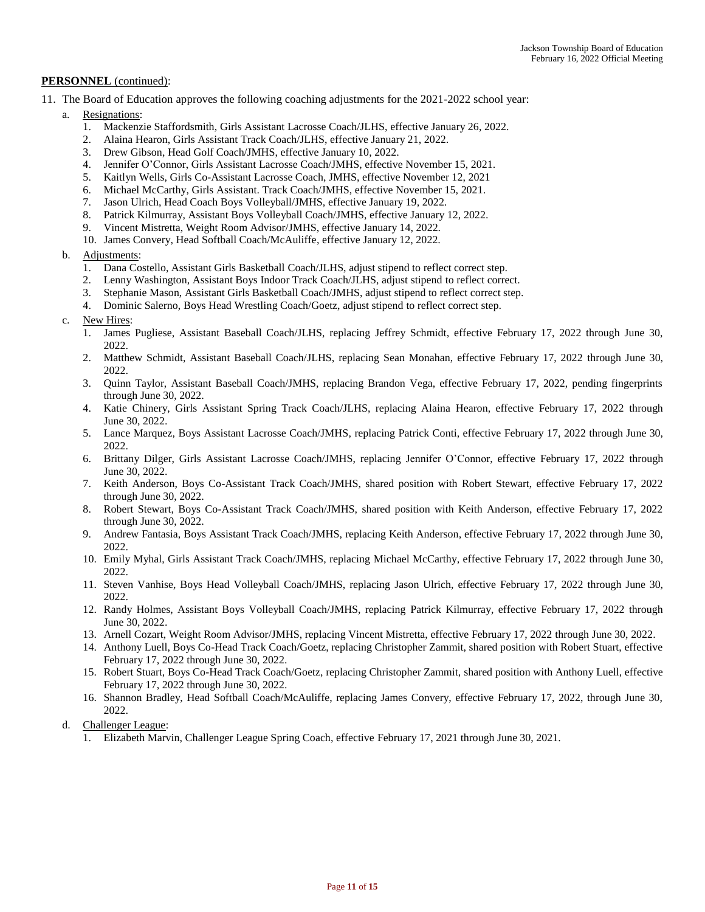**PERSONNEL** (continued):

11. The Board of Education approves the following coaching adjustments for the 2021-2022 school year:

    a. Resignations:
        1. Mackenzie Staffordsmith, Girls Assistant Lacrosse Coach/JLHS, effective January 26, 2022.
        2. Alaina Hearon, Girls Assistant Track Coach/JLHS, effective January 21, 2022.
        3. Drew Gibson, Head Golf Coach/JMHS, effective January 10, 2022.
        4. Jennifer O'Connor, Girls Assistant Lacrosse Coach/JMHS, effective November 15, 2021.
        5. Kaitlyn Wells, Girls Co-Assistant Lacrosse Coach, JMHS, effective November 12, 2021
        6. Michael McCarthy, Girls Assistant. Track Coach/JMHS, effective November 15, 2021.
        7. Jason Ulrich, Head Coach Boys Volleyball/JMHS, effective January 19, 2022.
        8. Patrick Kilmurray, Assistant Boys Volleyball Coach/JMHS, effective January 12, 2022.
        9. Vincent Mistretta, Weight Room Advisor/JMHS, effective January 14, 2022.
        10. James Convery, Head Softball Coach/McAuliffe, effective January 12, 2022.

    b. Adjustments:
        1. Dana Costello, Assistant Girls Basketball Coach/JLHS, adjust stipend to reflect correct step.
        2. Lenny Washington, Assistant Boys Indoor Track Coach/JLHS, adjust stipend to reflect correct.
        3. Stephanie Mason, Assistant Girls Basketball Coach/JMHS, adjust stipend to reflect correct step.
        4. Dominic Salerno, Boys Head Wrestling Coach/Goetz, adjust stipend to reflect correct step.

    c. New Hires:
        1. James Pugliese, Assistant Baseball Coach/JLHS, replacing Jeffrey Schmidt, effective February 17, 2022 through June 30, 2022.
        2. Matthew Schmidt, Assistant Baseball Coach/JLHS, replacing Sean Monahan, effective February 17, 2022 through June 30, 2022.
        3. Quinn Taylor, Assistant Baseball Coach/JMHS, replacing Brandon Vega, effective February 17, 2022, pending fingerprints through June 30, 2022.
        4. Katie Chinery, Girls Assistant Spring Track Coach/JLHS, replacing Alaina Hearon, effective February 17, 2022 through June 30, 2022.
        5. Lance Marquez, Boys Assistant Lacrosse Coach/JMHS, replacing Patrick Conti, effective February 17, 2022 through June 30, 2022.
        6. Brittany Dilger, Girls Assistant Lacrosse Coach/JMHS, replacing Jennifer O'Connor, effective February 17, 2022 through June 30, 2022.
        7. Keith Anderson, Boys Co-Assistant Track Coach/JMHS, shared position with Robert Stewart, effective February 17, 2022 through June 30, 2022.
        8. Robert Stewart, Boys Co-Assistant Track Coach/JMHS, shared position with Keith Anderson, effective February 17, 2022 through June 30, 2022.
        9. Andrew Fantasia, Boys Assistant Track Coach/JMHS, replacing Keith Anderson, effective February 17, 2022 through June 30, 2022.
        10. Emily Myhal, Girls Assistant Track Coach/JMHS, replacing Michael McCarthy, effective February 17, 2022 through June 30, 2022.
        11. Steven Vanhise, Boys Head Volleyball Coach/JMHS, replacing Jason Ulrich, effective February 17, 2022 through June 30, 2022.
        12. Randy Holmes, Assistant Boys Volleyball Coach/JMHS, replacing Patrick Kilmurray, effective February 17, 2022 through June 30, 2022.
        13. Arnell Cozart, Weight Room Advisor/JMHS, replacing Vincent Mistretta, effective February 17, 2022 through June 30, 2022.
        14. Anthony Luell, Boys Co-Head Track Coach/Goetz, replacing Christopher Zammit, shared position with Robert Stuart, effective February 17, 2022 through June 30, 2022.
        15. Robert Stuart, Boys Co-Head Track Coach/Goetz, replacing Christopher Zammit, shared position with Anthony Luell, effective February 17, 2022 through June 30, 2022.
        16. Shannon Bradley, Head Softball Coach/McAuliffe, replacing James Convery, effective February 17, 2022, through June 30, 2022.

    d. Challenger League:
        1. Elizabeth Marvin, Challenger League Spring Coach, effective February 17, 2021 through June 30, 2021.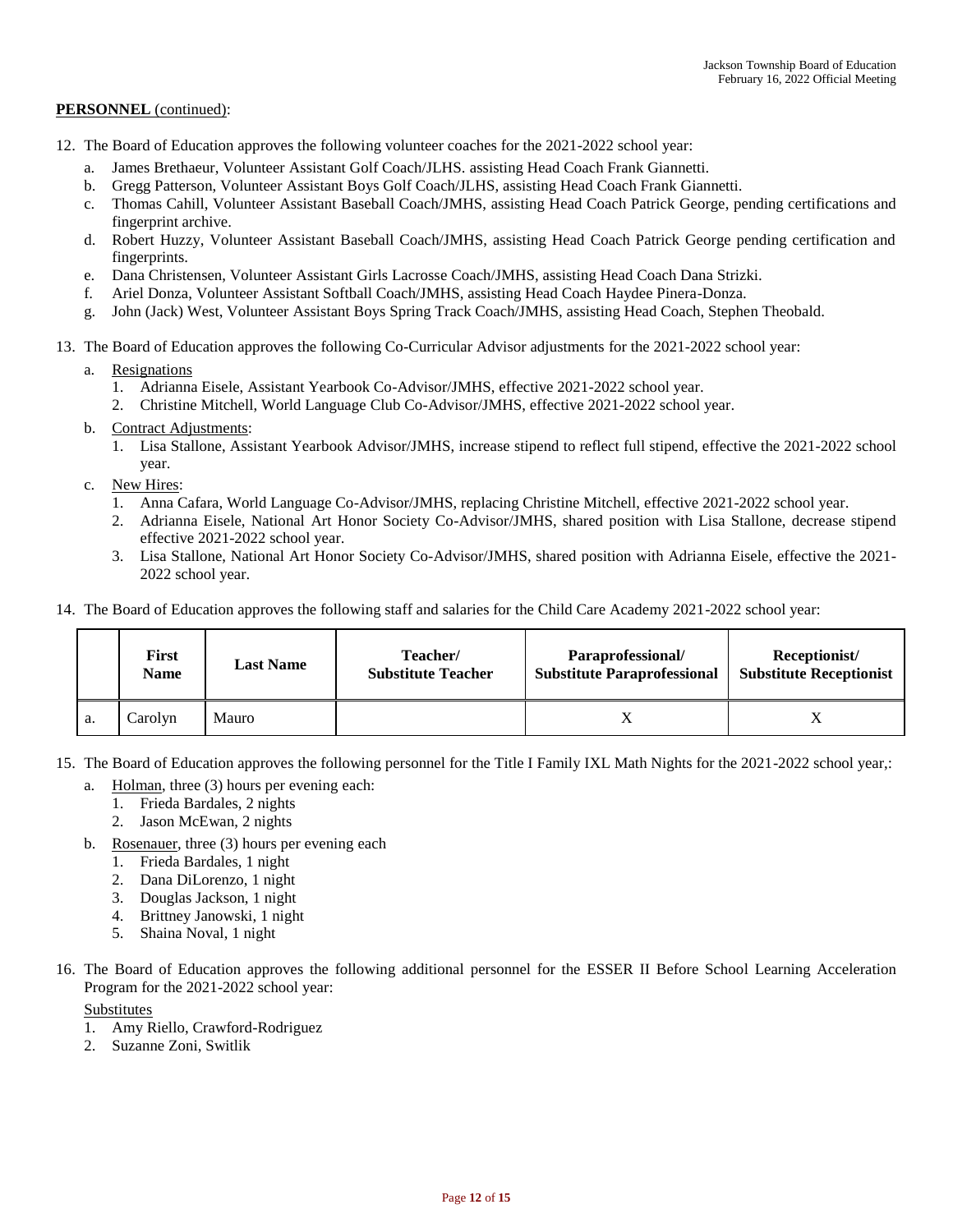**PERSONNEL** (continued):

12. The Board of Education approves the following volunteer coaches for the 2021-2022 school year:
    a. James Brethaeur, Volunteer Assistant Golf Coach/JLHS. assisting Head Coach Frank Giannetti.
    b. Gregg Patterson, Volunteer Assistant Boys Golf Coach/JLHS, assisting Head Coach Frank Giannetti.
    c. Thomas Cahill, Volunteer Assistant Baseball Coach/JMHS, assisting Head Coach Patrick George, pending certifications and fingerprint archive.
    d. Robert Huzzy, Volunteer Assistant Baseball Coach/JMHS, assisting Head Coach Patrick George pending certification and fingerprints.
    e. Dana Christensen, Volunteer Assistant Girls Lacrosse Coach/JMHS, assisting Head Coach Dana Strizki.
    f. Ariel Donza, Volunteer Assistant Softball Coach/JMHS, assisting Head Coach Haydee Pinera-Donza.
    g. John (Jack) West, Volunteer Assistant Boys Spring Track Coach/JMHS, assisting Head Coach, Stephen Theobald.

13. The Board of Education approves the following Co-Curricular Advisor adjustments for the 2021-2022 school year:
    a. Resignations
        1. Adrianna Eisele, Assistant Yearbook Co-Advisor/JMHS, effective 2021-2022 school year.
        2. Christine Mitchell, World Language Club Co-Advisor/JMHS, effective 2021-2022 school year.
    b. Contract Adjustments:
        1. Lisa Stallone, Assistant Yearbook Advisor/JMHS, increase stipend to reflect full stipend, effective the 2021-2022 school year.
    c. New Hires:
        1. Anna Cafara, World Language Co-Advisor/JMHS, replacing Christine Mitchell, effective 2021-2022 school year.
        2. Adrianna Eisele, National Art Honor Society Co-Advisor/JMHS, shared position with Lisa Stallone, decrease stipend effective 2021-2022 school year.
        3. Lisa Stallone, National Art Honor Society Co-Advisor/JMHS, shared position with Adrianna Eisele, effective the 2021-2022 school year.

14. The Board of Education approves the following staff and salaries for the Child Care Academy 2021-2022 school year:

| | First Name | Last Name | Teacher/ Substitute Teacher | Paraprofessional/ Substitute Paraprofessional | Receptionist/ Substitute Receptionist |
|---|---|---|---|---|---|
| a. | Carolyn | Mauro | | X | X |

15. The Board of Education approves the following personnel for the Title I Family IXL Math Nights for the 2021-2022 school year,:
    a. Holman, three (3) hours per evening each:
        1. Frieda Bardales, 2 nights
        2. Jason McEwan, 2 nights
    b. Rosenauer, three (3) hours per evening each
        1. Frieda Bardales, 1 night
        2. Dana DiLorenzo, 1 night
        3. Douglas Jackson, 1 night
        4. Brittney Janowski, 1 night
        5. Shaina Noval, 1 night

16. The Board of Education approves the following additional personnel for the ESSER II Before School Learning Acceleration Program for the 2021-2022 school year:

    Substitutes
    1. Amy Riello, Crawford-Rodriguez
    2. Suzanne Zoni, Switlik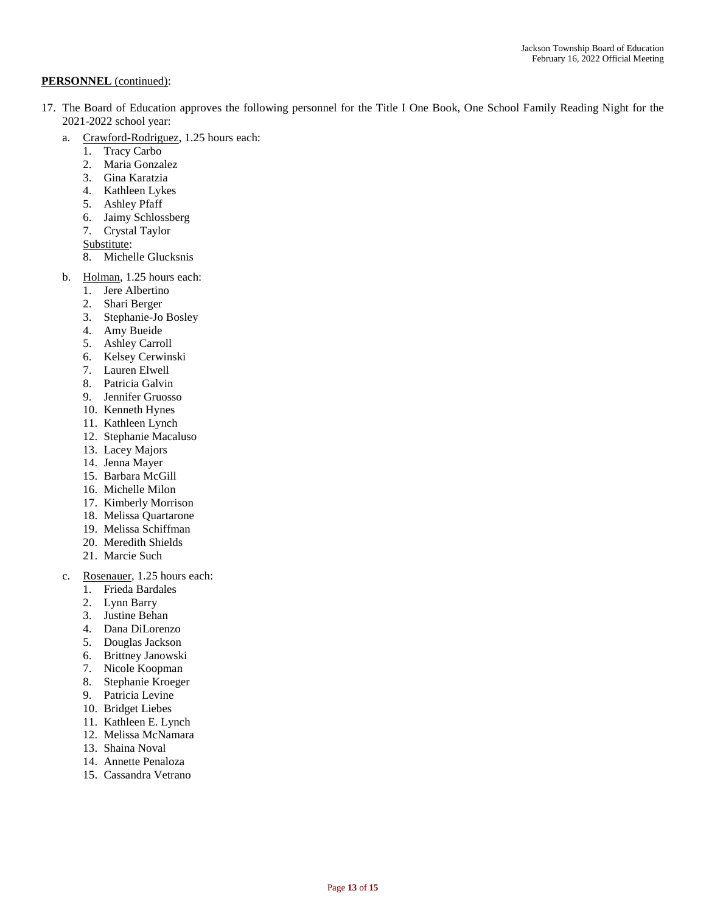**PERSONNEL** (continued):

17. The Board of Education approves the following personnel for the Title I One Book, One School Family Reading Night for the 2021-2022 school year:
    a. Crawford-Rodriguez, 1.25 hours each:
        1. Tracy Carbo
        2. Maria Gonzalez
        3. Gina Karatzia
        4. Kathleen Lykes
        5. Ashley Pfaff
        6. Jaimy Schlossberg
        7. Crystal Taylor

        Substitute:

        8. Michelle Glucksnis
    b. Holman, 1.25 hours each:
        1. Jere Albertino
        2. Shari Berger
        3. Stephanie-Jo Bosley
        4. Amy Bueide
        5. Ashley Carroll
        6. Kelsey Cerwinski
        7. Lauren Elwell
        8. Patricia Galvin
        9. Jennifer Gruosso
        10. Kenneth Hynes
        11. Kathleen Lynch
        12. Stephanie Macaluso
        13. Lacey Majors
        14. Jenna Mayer
        15. Barbara McGill
        16. Michelle Milon
        17. Kimberly Morrison
        18. Melissa Quartarone
        19. Melissa Schiffman
        20. Meredith Shields
        21. Marcie Such
    c. Rosenauer, 1.25 hours each:
        1. Frieda Bardales
        2. Lynn Barry
        3. Justine Behan
        4. Dana DiLorenzo
        5. Douglas Jackson
        6. Brittney Janowski
        7. Nicole Koopman
        8. Stephanie Kroeger
        9. Patricia Levine
        10. Bridget Liebes
        11. Kathleen E. Lynch
        12. Melissa McNamara
        13. Shaina Noval
        14. Annette Penaloza
        15. Cassandra Vetrano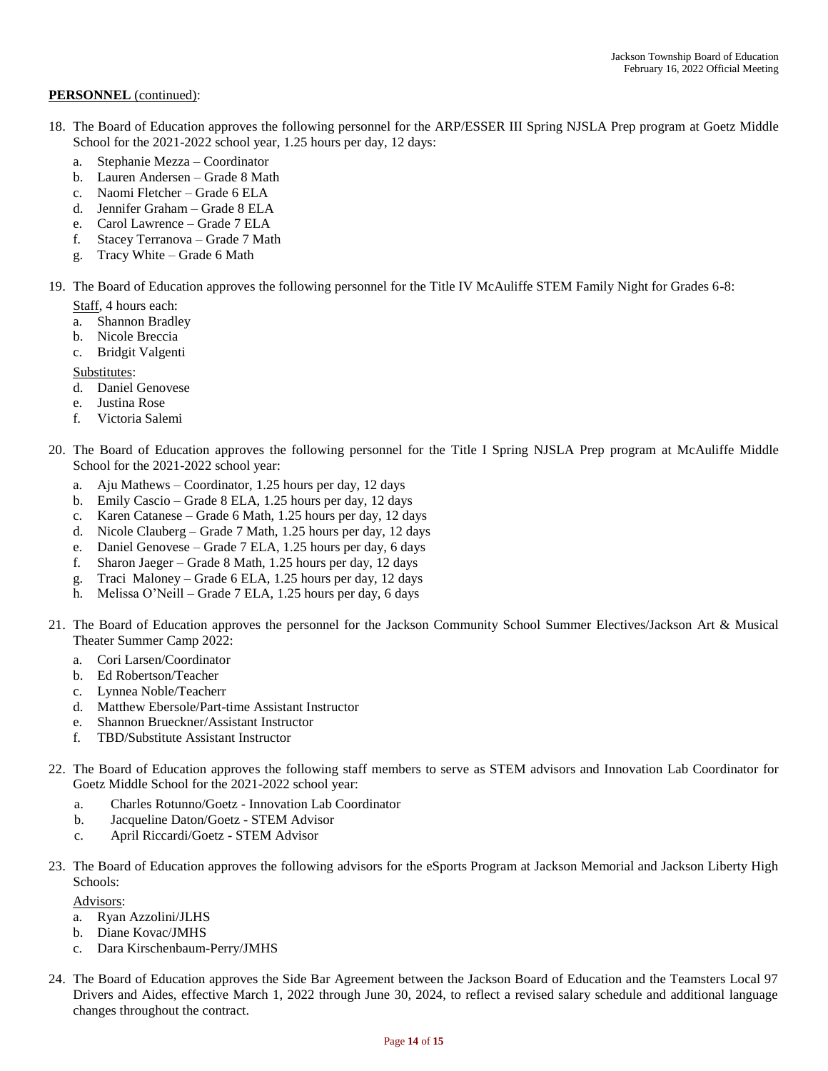**PERSONNEL** (continued):

18. The Board of Education approves the following personnel for the ARP/ESSER III Spring NJSLA Prep program at Goetz Middle School for the 2021-2022 school year, 1.25 hours per day, 12 days:
    a. Stephanie Mezza – Coordinator
    b. Lauren Andersen – Grade 8 Math
    c. Naomi Fletcher – Grade 6 ELA
    d. Jennifer Graham – Grade 8 ELA
    e. Carol Lawrence – Grade 7 ELA
    f. Stacey Terranova – Grade 7 Math
    g. Tracy White – Grade 6 Math

19. The Board of Education approves the following personnel for the Title IV McAuliffe STEM Family Night for Grades 6-8:

    Staff, 4 hours each:
    a. Shannon Bradley
    b. Nicole Breccia
    c. Bridgit Valgenti

    Substitutes:
    d. Daniel Genovese
    e. Justina Rose
    f. Victoria Salemi

20. The Board of Education approves the following personnel for the Title I Spring NJSLA Prep program at McAuliffe Middle School for the 2021-2022 school year:
    a. Aju Mathews – Coordinator, 1.25 hours per day, 12 days
    b. Emily Cascio – Grade 8 ELA, 1.25 hours per day, 12 days
    c. Karen Catanese – Grade 6 Math, 1.25 hours per day, 12 days
    d. Nicole Clauberg – Grade 7 Math, 1.25 hours per day, 12 days
    e. Daniel Genovese – Grade 7 ELA, 1.25 hours per day, 6 days
    f. Sharon Jaeger – Grade 8 Math, 1.25 hours per day, 12 days
    g. Traci Maloney – Grade 6 ELA, 1.25 hours per day, 12 days
    h. Melissa O'Neill – Grade 7 ELA, 1.25 hours per day, 6 days

21. The Board of Education approves the personnel for the Jackson Community School Summer Electives/Jackson Art & Musical Theater Summer Camp 2022:
    a. Cori Larsen/Coordinator
    b. Ed Robertson/Teacher
    c. Lynnea Noble/Teacherr
    d. Matthew Ebersole/Part-time Assistant Instructor
    e. Shannon Brueckner/Assistant Instructor
    f. TBD/Substitute Assistant Instructor

22. The Board of Education approves the following staff members to serve as STEM advisors and Innovation Lab Coordinator for Goetz Middle School for the 2021-2022 school year:
    a. Charles Rotunno/Goetz - Innovation Lab Coordinator
    b. Jacqueline Daton/Goetz - STEM Advisor
    c. April Riccardi/Goetz - STEM Advisor

23. The Board of Education approves the following advisors for the eSports Program at Jackson Memorial and Jackson Liberty High Schools:

    Advisors:
    a. Ryan Azzolini/JLHS
    b. Diane Kovac/JMHS
    c. Dara Kirschenbaum-Perry/JMHS

24. The Board of Education approves the Side Bar Agreement between the Jackson Board of Education and the Teamsters Local 97 Drivers and Aides, effective March 1, 2022 through June 30, 2024, to reflect a revised salary schedule and additional language changes throughout the contract.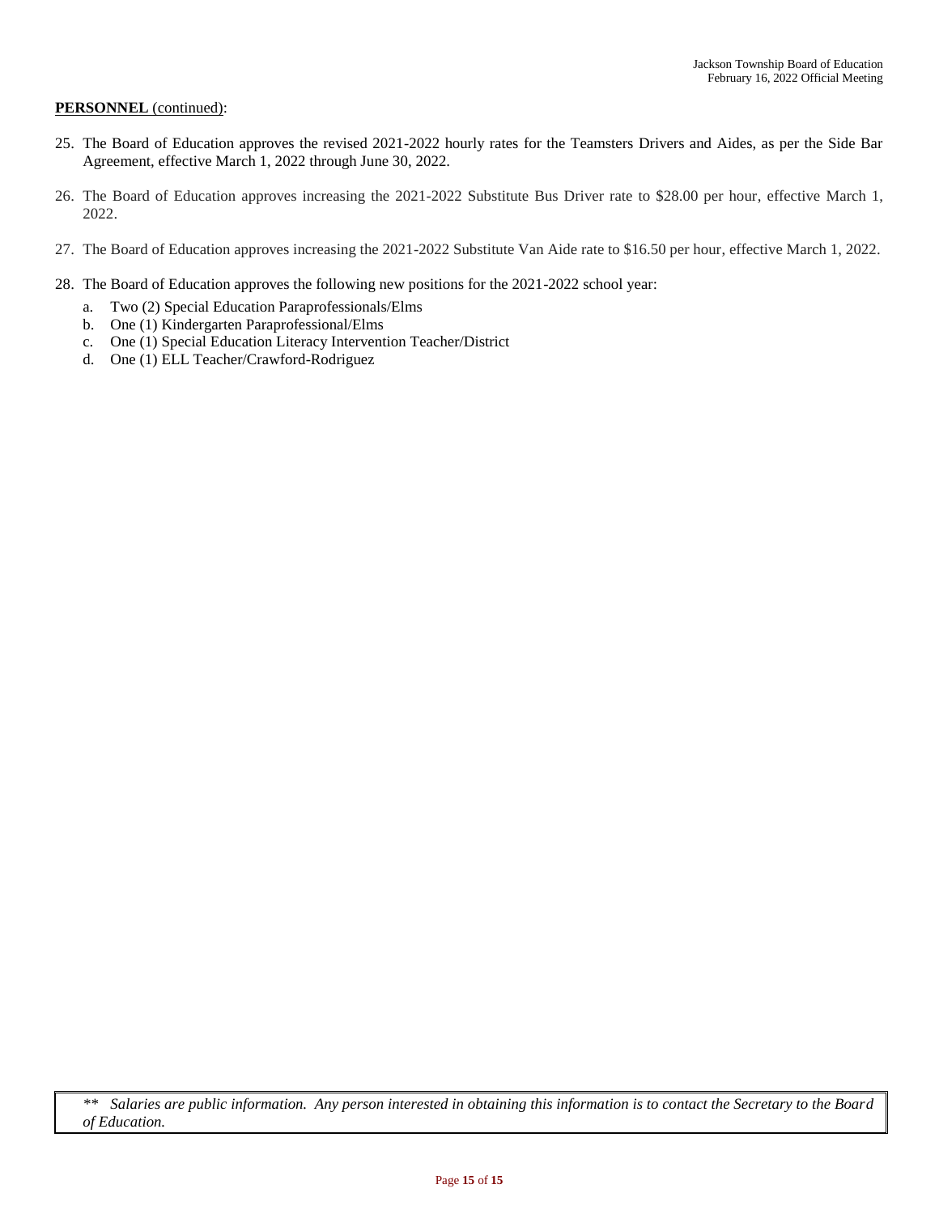**PERSONNEL** (continued):

25. The Board of Education approves the revised 2021-2022 hourly rates for the Teamsters Drivers and Aides, as per the Side Bar Agreement, effective March 1, 2022 through June 30, 2022.

26. The Board of Education approves increasing the 2021-2022 Substitute Bus Driver rate to $28.00 per hour, effective March 1, 2022.

27. The Board of Education approves increasing the 2021-2022 Substitute Van Aide rate to $16.50 per hour, effective March 1, 2022.

28. The Board of Education approves the following new positions for the 2021-2022 school year:
    a. Two (2) Special Education Paraprofessionals/Elms
    b. One (1) Kindergarten Paraprofessional/Elms
    c. One (1) Special Education Literacy Intervention Teacher/District
    d. One (1) ELL Teacher/Crawford-Rodriguez

*\*\* Salaries are public information. Any person interested in obtaining this information is to contact the Secretary to the Board of Education.*